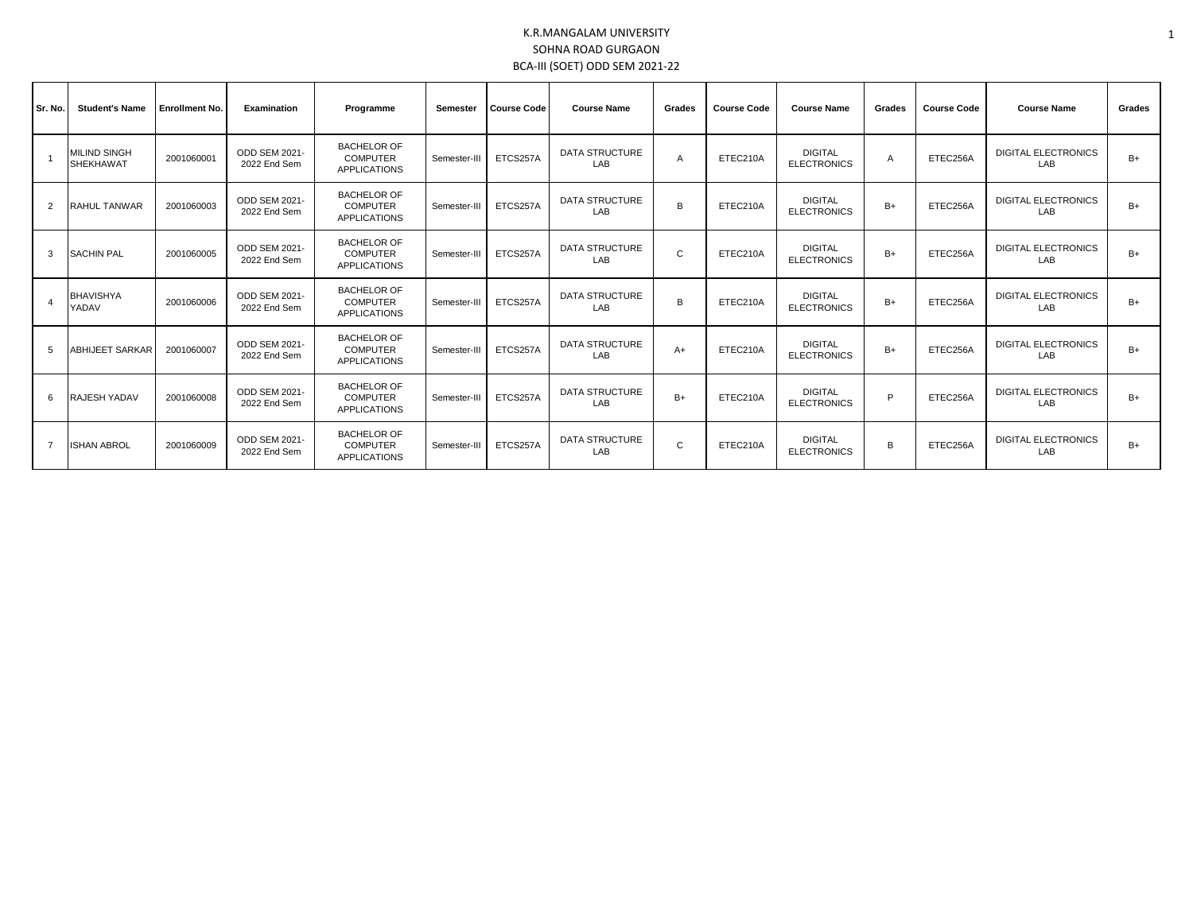# K.R.MANGALAM UNIVERSITY

## SOHNA ROAD GURGAON

## BCA-III (SOET) ODD SEM 2021-22

| Sr. No. | Student's Name | Enrollment No. | Examination | Programme | Semester | Course Code | Course Name | Grades | Course Code | Course Name | Grades | Course Code | Course Name | Grades |
|---|---|---|---|---|---|---|---|---|---|---|---|---|---|---|
| 1 | MILIND SINGH SHEKHAWAT | 2001060001 | ODD SEM 2021-2022 End Sem | BACHELOR OF COMPUTER APPLICATIONS | Semester-III | ETCS257A | DATA STRUCTURE LAB | A | ETEC210A | DIGITAL ELECTRONICS | A | ETEC256A | DIGITAL ELECTRONICS LAB | B+ |
| 2 | RAHUL TANWAR | 2001060003 | ODD SEM 2021-2022 End Sem | BACHELOR OF COMPUTER APPLICATIONS | Semester-III | ETCS257A | DATA STRUCTURE LAB | B | ETEC210A | DIGITAL ELECTRONICS | B+ | ETEC256A | DIGITAL ELECTRONICS LAB | B+ |
| 3 | SACHIN PAL | 2001060005 | ODD SEM 2021-2022 End Sem | BACHELOR OF COMPUTER APPLICATIONS | Semester-III | ETCS257A | DATA STRUCTURE LAB | C | ETEC210A | DIGITAL ELECTRONICS | B+ | ETEC256A | DIGITAL ELECTRONICS LAB | B+ |
| 4 | BHAVISHYA YADAV | 2001060006 | ODD SEM 2021-2022 End Sem | BACHELOR OF COMPUTER APPLICATIONS | Semester-III | ETCS257A | DATA STRUCTURE LAB | B | ETEC210A | DIGITAL ELECTRONICS | B+ | ETEC256A | DIGITAL ELECTRONICS LAB | B+ |
| 5 | ABHIJEET SARKAR | 2001060007 | ODD SEM 2021-2022 End Sem | BACHELOR OF COMPUTER APPLICATIONS | Semester-III | ETCS257A | DATA STRUCTURE LAB | A+ | ETEC210A | DIGITAL ELECTRONICS | B+ | ETEC256A | DIGITAL ELECTRONICS LAB | B+ |
| 6 | RAJESH YADAV | 2001060008 | ODD SEM 2021-2022 End Sem | BACHELOR OF COMPUTER APPLICATIONS | Semester-III | ETCS257A | DATA STRUCTURE LAB | B+ | ETEC210A | DIGITAL ELECTRONICS | P | ETEC256A | DIGITAL ELECTRONICS LAB | B+ |
| 7 | ISHAN ABROL | 2001060009 | ODD SEM 2021-2022 End Sem | BACHELOR OF COMPUTER APPLICATIONS | Semester-III | ETCS257A | DATA STRUCTURE LAB | C | ETEC210A | DIGITAL ELECTRONICS | B | ETEC256A | DIGITAL ELECTRONICS LAB | B+ |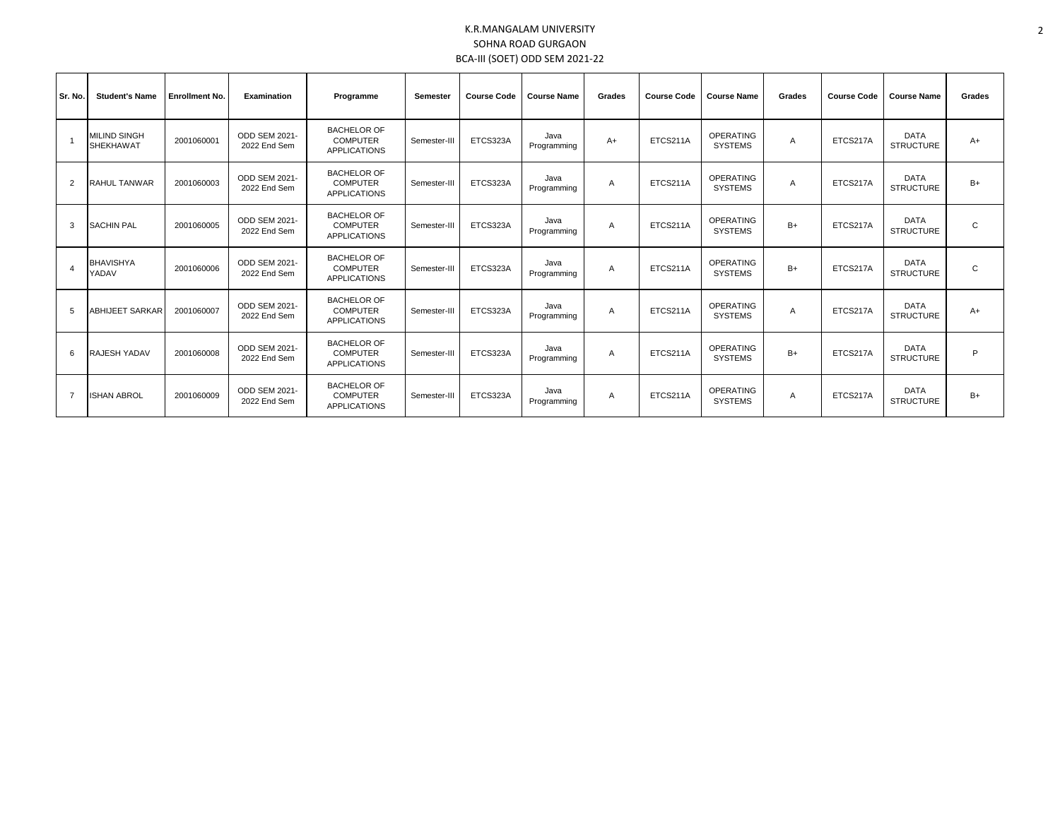K.R.MANGALAM UNIVERSITY

SOHNA ROAD GURGAON

BCA-III (SOET) ODD SEM 2021-22

| Sr. No. | Student's Name | Enrollment No. | Examination | Programme | Semester | Course Code | Course Name | Grades | Course Code | Course Name | Grades | Course Code | Course Name | Grades |
|---|---|---|---|---|---|---|---|---|---|---|---|---|---|---|
| 1 | MILIND SINGH SHEKHAWAT | 2001060001 | ODD SEM 2021-2022 End Sem | BACHELOR OF COMPUTER APPLICATIONS | Semester-III | ETCS323A | Java Programming | A+ | ETCS211A | OPERATING SYSTEMS | A | ETCS217A | DATA STRUCTURE | A+ |
| 2 | RAHUL TANWAR | 2001060003 | ODD SEM 2021-2022 End Sem | BACHELOR OF COMPUTER APPLICATIONS | Semester-III | ETCS323A | Java Programming | A | ETCS211A | OPERATING SYSTEMS | A | ETCS217A | DATA STRUCTURE | B+ |
| 3 | SACHIN PAL | 2001060005 | ODD SEM 2021-2022 End Sem | BACHELOR OF COMPUTER APPLICATIONS | Semester-III | ETCS323A | Java Programming | A | ETCS211A | OPERATING SYSTEMS | B+ | ETCS217A | DATA STRUCTURE | C |
| 4 | BHAVISHYA YADAV | 2001060006 | ODD SEM 2021-2022 End Sem | BACHELOR OF COMPUTER APPLICATIONS | Semester-III | ETCS323A | Java Programming | A | ETCS211A | OPERATING SYSTEMS | B+ | ETCS217A | DATA STRUCTURE | C |
| 5 | ABHIJEET SARKAR | 2001060007 | ODD SEM 2021-2022 End Sem | BACHELOR OF COMPUTER APPLICATIONS | Semester-III | ETCS323A | Java Programming | A | ETCS211A | OPERATING SYSTEMS | A | ETCS217A | DATA STRUCTURE | A+ |
| 6 | RAJESH YADAV | 2001060008 | ODD SEM 2021-2022 End Sem | BACHELOR OF COMPUTER APPLICATIONS | Semester-III | ETCS323A | Java Programming | A | ETCS211A | OPERATING SYSTEMS | B+ | ETCS217A | DATA STRUCTURE | P |
| 7 | ISHAN ABROL | 2001060009 | ODD SEM 2021-2022 End Sem | BACHELOR OF COMPUTER APPLICATIONS | Semester-III | ETCS323A | Java Programming | A | ETCS211A | OPERATING SYSTEMS | A | ETCS217A | DATA STRUCTURE | B+ |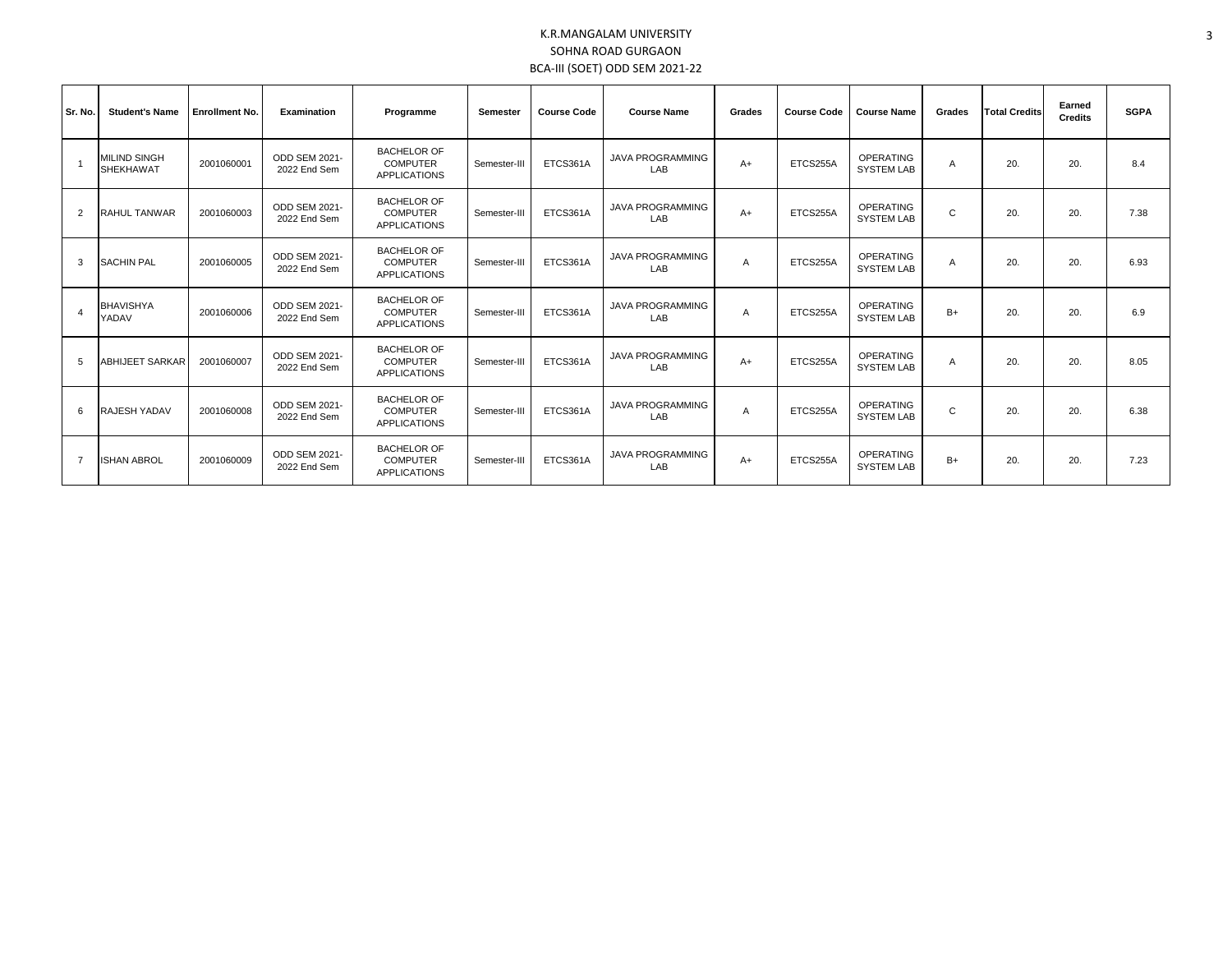K.R.MANGALAM UNIVERSITY
SOHNA ROAD GURGAON
BCA-III (SOET) ODD SEM 2021-22

| Sr. No. | Student's Name | Enrollment No. | Examination | Programme | Semester | Course Code | Course Name | Grades | Course Code | Course Name | Grades | Total Credits | Earned Credits | SGPA |
|---|---|---|---|---|---|---|---|---|---|---|---|---|---|---|
| 1 | MILIND SINGH SHEKHAWAT | 2001060001 | ODD SEM 2021-2022 End Sem | BACHELOR OF COMPUTER APPLICATIONS | Semester-III | ETCS361A | JAVA PROGRAMMING LAB | A+ | ETCS255A | OPERATING SYSTEM LAB | A | 20. | 20. | 8.4 |
| 2 | RAHUL TANWAR | 2001060003 | ODD SEM 2021-2022 End Sem | BACHELOR OF COMPUTER APPLICATIONS | Semester-III | ETCS361A | JAVA PROGRAMMING LAB | A+ | ETCS255A | OPERATING SYSTEM LAB | C | 20. | 20. | 7.38 |
| 3 | SACHIN PAL | 2001060005 | ODD SEM 2021-2022 End Sem | BACHELOR OF COMPUTER APPLICATIONS | Semester-III | ETCS361A | JAVA PROGRAMMING LAB | A | ETCS255A | OPERATING SYSTEM LAB | A | 20. | 20. | 6.93 |
| 4 | BHAVISHYA YADAV | 2001060006 | ODD SEM 2021-2022 End Sem | BACHELOR OF COMPUTER APPLICATIONS | Semester-III | ETCS361A | JAVA PROGRAMMING LAB | A | ETCS255A | OPERATING SYSTEM LAB | B+ | 20. | 20. | 6.9 |
| 5 | ABHIJEET SARKAR | 2001060007 | ODD SEM 2021-2022 End Sem | BACHELOR OF COMPUTER APPLICATIONS | Semester-III | ETCS361A | JAVA PROGRAMMING LAB | A+ | ETCS255A | OPERATING SYSTEM LAB | A | 20. | 20. | 8.05 |
| 6 | RAJESH YADAV | 2001060008 | ODD SEM 2021-2022 End Sem | BACHELOR OF COMPUTER APPLICATIONS | Semester-III | ETCS361A | JAVA PROGRAMMING LAB | A | ETCS255A | OPERATING SYSTEM LAB | C | 20. | 20. | 6.38 |
| 7 | ISHAN ABROL | 2001060009 | ODD SEM 2021-2022 End Sem | BACHELOR OF COMPUTER APPLICATIONS | Semester-III | ETCS361A | JAVA PROGRAMMING LAB | A+ | ETCS255A | OPERATING SYSTEM LAB | B+ | 20. | 20. | 7.23 |